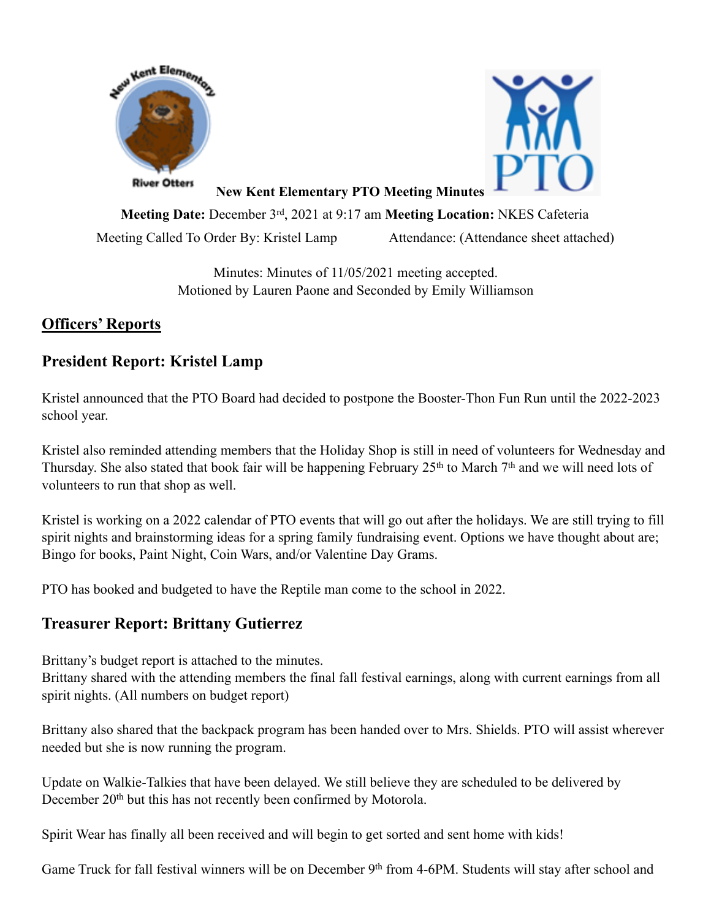**New Kent Elementary PTO Meeting Minutes**

**Meeting Date:** December 3rd, 2021 at 9:17 am **Meeting Location:** NKES Cafeteria

Meeting Called To Order By: Kristel Lamp    Attendance: (Attendance sheet attached)

Minutes: Minutes of 11/05/2021 meeting accepted.
Motioned by Lauren Paone and Seconded by Emily Williamson

## <u>Officers' Reports</u>

### President Report: Kristel Lamp

Kristel announced that the PTO Board had decided to postpone the Booster-Thon Fun Run until the 2022-2023 school year.

Kristel also reminded attending members that the Holiday Shop is still in need of volunteers for Wednesday and Thursday. She also stated that book fair will be happening February 25th to March 7th and we will need lots of volunteers to run that shop as well.

Kristel is working on a 2022 calendar of PTO events that will go out after the holidays. We are still trying to fill spirit nights and brainstorming ideas for a spring family fundraising event. Options we have thought about are; Bingo for books, Paint Night, Coin Wars, and/or Valentine Day Grams.

PTO has booked and budgeted to have the Reptile man come to the school in 2022.

### Treasurer Report: Brittany Gutierrez

Brittany's budget report is attached to the minutes.
Brittany shared with the attending members the final fall festival earnings, along with current earnings from all spirit nights. (All numbers on budget report)

Brittany also shared that the backpack program has been handed over to Mrs. Shields. PTO will assist wherever needed but she is now running the program.

Update on Walkie-Talkies that have been delayed. We still believe they are scheduled to be delivered by December 20th but this has not recently been confirmed by Motorola.

Spirit Wear has finally all been received and will begin to get sorted and sent home with kids!

Game Truck for fall festival winners will be on December 9th from 4-6PM. Students will stay after school and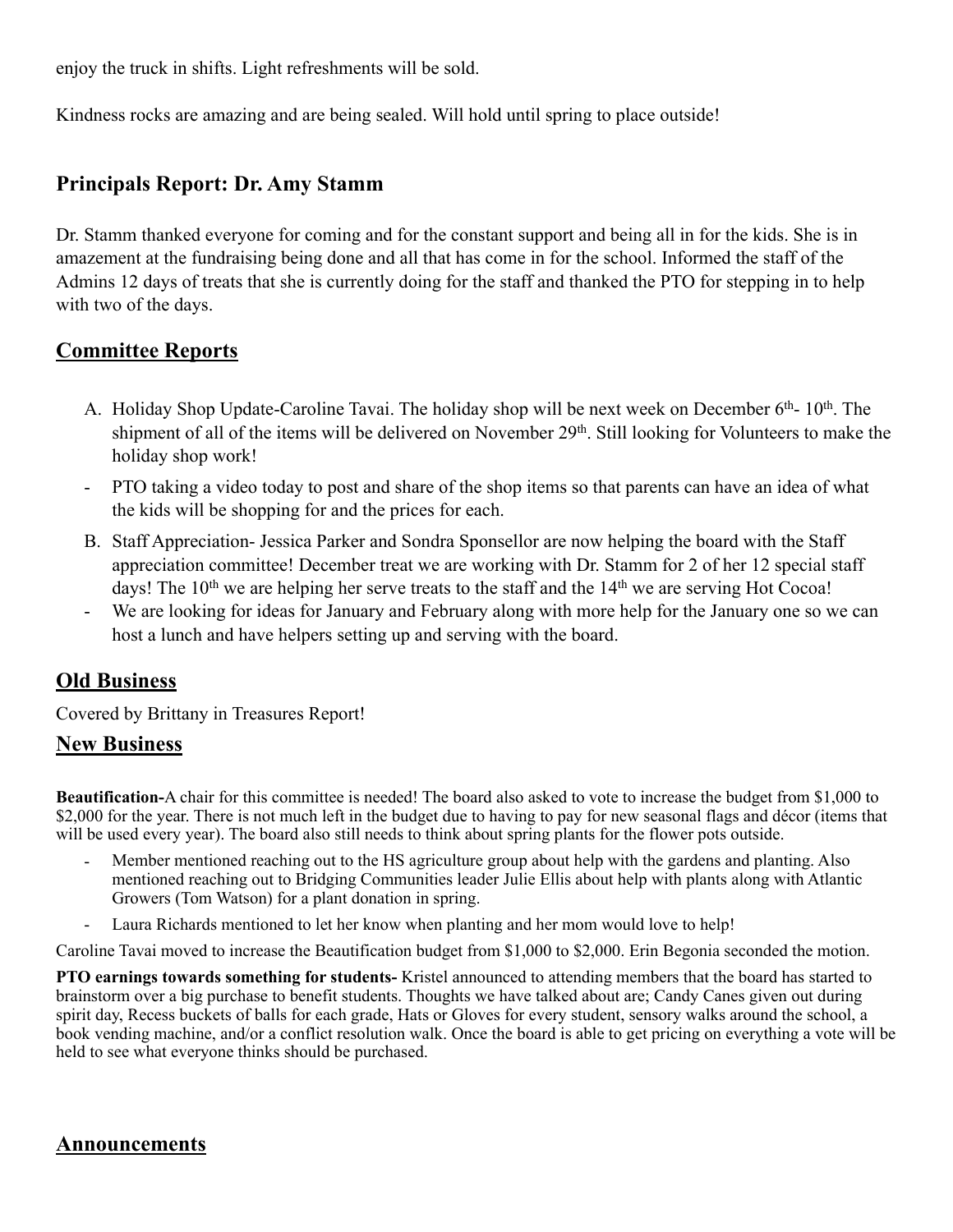enjoy the truck in shifts. Light refreshments will be sold.

Kindness rocks are amazing and are being sealed. Will hold until spring to place outside!

## Principals Report: Dr. Amy Stamm

Dr. Stamm thanked everyone for coming and for the constant support and being all in for the kids. She is in amazement at the fundraising being done and all that has come in for the school. Informed the staff of the Admins 12 days of treats that she is currently doing for the staff and thanked the PTO for stepping in to help with two of the days.

## Committee Reports

A. Holiday Shop Update-Caroline Tavai. The holiday shop will be next week on December 6th- 10th. The shipment of all of the items will be delivered on November 29th. Still looking for Volunteers to make the holiday shop work!

- PTO taking a video today to post and share of the shop items so that parents can have an idea of what the kids will be shopping for and the prices for each.

B. Staff Appreciation- Jessica Parker and Sondra Sponsellor are now helping the board with the Staff appreciation committee! December treat we are working with Dr. Stamm for 2 of her 12 special staff days! The 10th we are helping her serve treats to the staff and the 14th we are serving Hot Cocoa!

- We are looking for ideas for January and February along with more help for the January one so we can host a lunch and have helpers setting up and serving with the board.

## Old Business

Covered by Brittany in Treasures Report!

## New Business

**Beautification-**A chair for this committee is needed! The board also asked to vote to increase the budget from $1,000 to $2,000 for the year. There is not much left in the budget due to having to pay for new seasonal flags and décor (items that will be used every year). The board also still needs to think about spring plants for the flower pots outside.

- Member mentioned reaching out to the HS agriculture group about help with the gardens and planting. Also mentioned reaching out to Bridging Communities leader Julie Ellis about help with plants along with Atlantic Growers (Tom Watson) for a plant donation in spring.
- Laura Richards mentioned to let her know when planting and her mom would love to help!

Caroline Tavai moved to increase the Beautification budget from $1,000 to $2,000. Erin Begonia seconded the motion.

**PTO earnings towards something for students-** Kristel announced to attending members that the board has started to brainstorm over a big purchase to benefit students. Thoughts we have talked about are; Candy Canes given out during spirit day, Recess buckets of balls for each grade, Hats or Gloves for every student, sensory walks around the school, a book vending machine, and/or a conflict resolution walk. Once the board is able to get pricing on everything a vote will be held to see what everyone thinks should be purchased.

## Announcements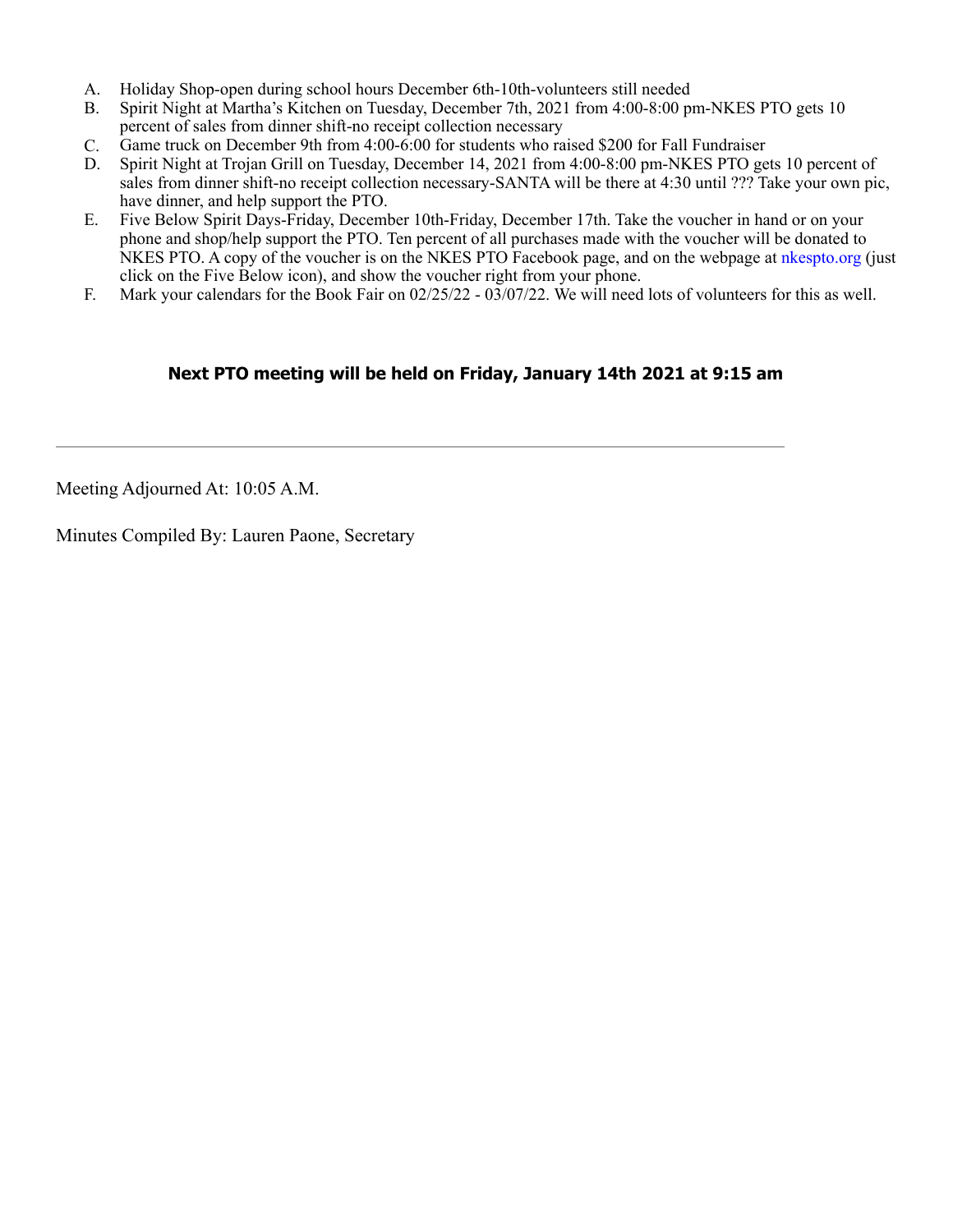A. Holiday Shop-open during school hours December 6th-10th-volunteers still needed
B. Spirit Night at Martha's Kitchen on Tuesday, December 7th, 2021 from 4:00-8:00 pm-NKES PTO gets 10 percent of sales from dinner shift-no receipt collection necessary
C. Game truck on December 9th from 4:00-6:00 for students who raised $200 for Fall Fundraiser
D. Spirit Night at Trojan Grill on Tuesday, December 14, 2021 from 4:00-8:00 pm-NKES PTO gets 10 percent of sales from dinner shift-no receipt collection necessary-SANTA will be there at 4:30 until ??? Take your own pic, have dinner, and help support the PTO.
E. Five Below Spirit Days-Friday, December 10th-Friday, December 17th. Take the voucher in hand or on your phone and shop/help support the PTO. Ten percent of all purchases made with the voucher will be donated to NKES PTO. A copy of the voucher is on the NKES PTO Facebook page, and on the webpage at nkespto.org (just click on the Five Below icon), and show the voucher right from your phone.
F. Mark your calendars for the Book Fair on 02/25/22 - 03/07/22. We will need lots of volunteers for this as well.

**Next PTO meeting will be held on Friday, January 14th 2021 at 9:15 am**

---

Meeting Adjourned At: 10:05 A.M.

Minutes Compiled By: Lauren Paone, Secretary